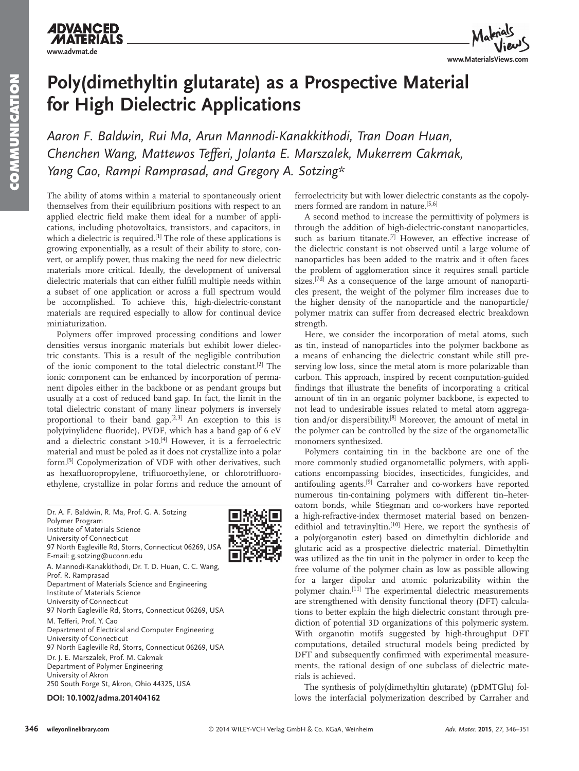# Poly(dimethyltin glutarate) as a Prospective Material for High Dielectric Applications

*Aaron F. Baldwin, Rui Ma, Arun Mannodi-Kanakkithodi, Tran Doan Huan, Chenchen Wang, Mattewos Tefferi, Jolanta E. Marszalek, Mukerrem Cakmak, Yang Cao, Rampi Ramprasad, and Gregory A. Sotzing**

The ability of atoms within a material to spontaneously orient themselves from their equilibrium positions with respect to an applied electric field make them ideal for a number of applications, including photovoltaics, transistors, and capacitors, in which a dielectric is required.[1] The role of these applications is growing exponentially, as a result of their ability to store, convert, or amplify power, thus making the need for new dielectric materials more critical. Ideally, the development of universal dielectric materials that can either fulfill multiple needs within a subset of one application or across a full spectrum would be accomplished. To achieve this, high-dielectric-constant materials are required especially to allow for continual device miniaturization.

Polymers offer improved processing conditions and lower densities versus inorganic materials but exhibit lower dielectric constants. This is a result of the negligible contribution of the ionic component to the total dielectric constant.[2] The ionic component can be enhanced by incorporation of permanent dipoles either in the backbone or as pendant groups but usually at a cost of reduced band gap. In fact, the limit in the total dielectric constant of many linear polymers is inversely proportional to their band gap.[2,3] An exception to this is poly(vinylidene fluoride), PVDF, which has a band gap of 6 eV and a dielectric constant >10.[4] However, it is a ferroelectric material and must be poled as it does not crystallize into a polar form.[5] Copolymerization of VDF with other derivatives, such as hexafluoropropylene, trifluoroethylene, or chlorotrifluoroethylene, crystallize in polar forms and reduce the amount of ferroelectricity but with lower dielectric constants as the copolymers formed are random in nature.[5,6]

A second method to increase the permittivity of polymers is through the addition of high-dielectric-constant nanoparticles, such as barium titanate.[7] However, an effective increase of the dielectric constant is not observed until a large volume of nanoparticles has been added to the matrix and it often faces the problem of agglomeration since it requires small particle sizes.[7d] As a consequence of the large amount of nanoparticles present, the weight of the polymer film increases due to the higher density of the nanoparticle and the nanoparticle/polymer matrix can suffer from decreased electric breakdown strength.

Here, we consider the incorporation of metal atoms, such as tin, instead of nanoparticles into the polymer backbone as a means of enhancing the dielectric constant while still preserving low loss, since the metal atom is more polarizable than carbon. This approach, inspired by recent computation-guided findings that illustrate the benefits of incorporating a critical amount of tin in an organic polymer backbone, is expected to not lead to undesirable issues related to metal atom aggregation and/or dispersibility.[8] Moreover, the amount of metal in the polymer can be controlled by the size of the organometallic monomers synthesized.

Polymers containing tin in the backbone are one of the more commonly studied organometallic polymers, with applications encompassing biocides, insecticides, fungicides, and antifouling agents.[9] Carraher and co-workers have reported numerous tin-containing polymers with different tin–heteroatom bonds, while Stiegman and co-workers have reported a high-refractive-index thermoset material based on benzenedithiol and tetravinyltin.[10] Here, we report the synthesis of a poly(organotin ester) based on dimethyltin dichloride and glutaric acid as a prospective dielectric material. Dimethyltin was utilized as the tin unit in the polymer in order to keep the free volume of the polymer chain as low as possible allowing for a larger dipolar and atomic polarizability within the polymer chain.[11] The experimental dielectric measurements are strengthened with density functional theory (DFT) calculations to better explain the high dielectric constant through prediction of potential 3D organizations of this polymeric system. With organotin motifs suggested by high-throughput DFT computations, detailed structural models being predicted by DFT and subsequently confirmed with experimental measurements, the rational design of one subclass of dielectric materials is achieved.

The synthesis of poly(dimethyltin glutarate) (pDMTGlu) follows the interfacial polymerization described by Carraher and

---

Dr. A. F. Baldwin, R. Ma, Prof. G. A. Sotzing
Polymer Program
Institute of Materials Science
University of Connecticut
97 North Eagleville Rd, Storrs, Connecticut 06269, USA
E-mail: g.sotzing@uconn.edu

A. Mannodi-Kanakkithodi, Dr. T. D. Huan, C. C. Wang, Prof. R. Ramprasad
Department of Materials Science and Engineering
Institute of Materials Science
University of Connecticut
97 North Eagleville Rd, Storrs, Connecticut 06269, USA

M. Tefferi, Prof. Y. Cao
Department of Electrical and Computer Engineering
University of Connecticut
97 North Eagleville Rd, Storrs, Connecticut 06269, USA

Dr. J. E. Marszalek, Prof. M. Cakmak
Department of Polymer Engineering
University of Akron
250 South Forge St, Akron, Ohio 44325, USA

**DOI: 10.1002/adma.201404162**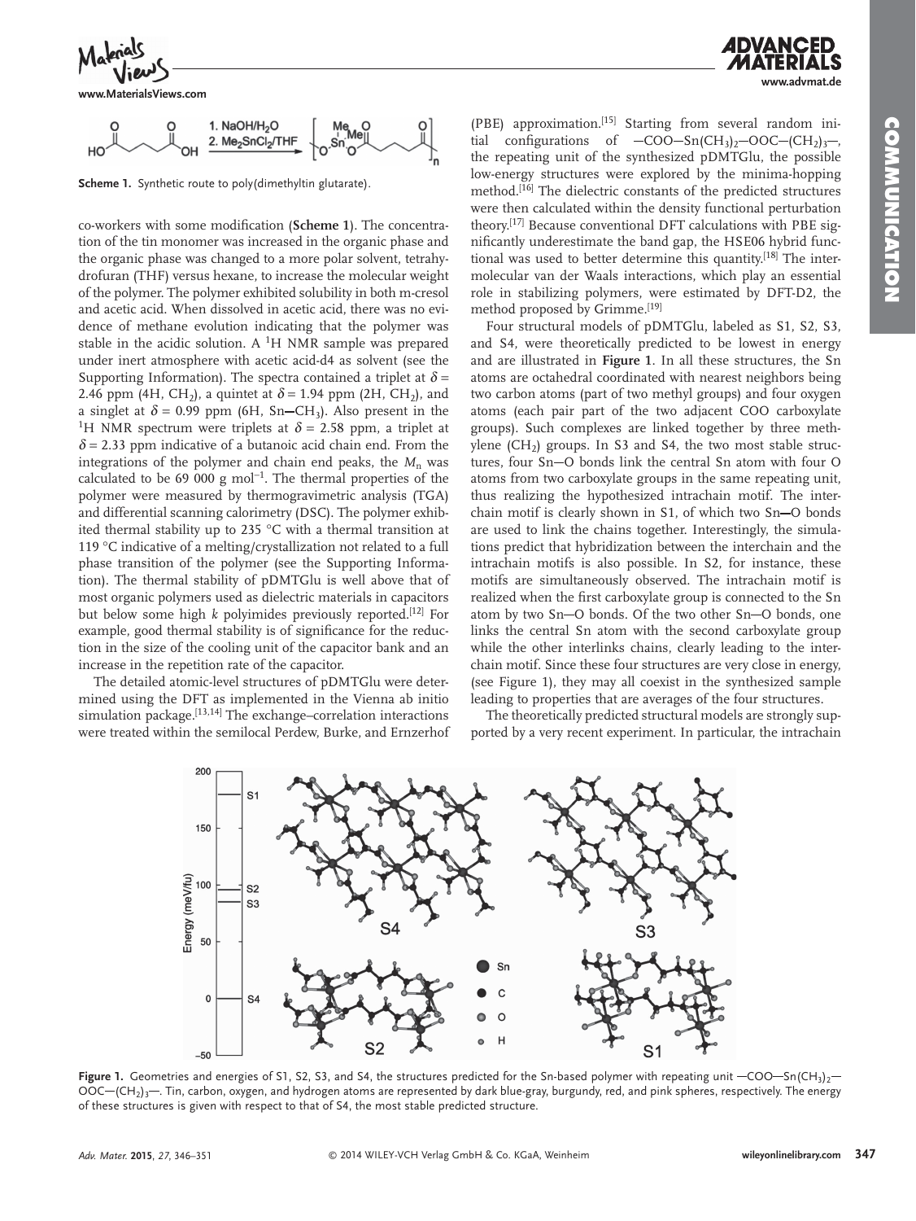Scheme 1. Synthetic route to poly(dimethyltin glutarate).

co-workers with some modification (**Scheme 1**). The concentration of the tin monomer was increased in the organic phase and the organic phase was changed to a more polar solvent, tetrahydrofuran (THF) versus hexane, to increase the molecular weight of the polymer. The polymer exhibited solubility in both m-cresol and acetic acid. When dissolved in acetic acid, there was no evidence of methane evolution indicating that the polymer was stable in the acidic solution. A $^1$H NMR sample was prepared under inert atmosphere with acetic acid-d4 as solvent (see the Supporting Information). The spectra contained a triplet at $\delta$ = 2.46 ppm (4H, $CH_2$), a quintet at $\delta$ = 1.94 ppm (2H, $CH_2$), and a singlet at $\delta$ = 0.99 ppm (6H, Sn—$CH_3$). Also present in the $^1$H NMR spectrum were triplets at $\delta$ = 2.58 ppm, a triplet at $\delta$ = 2.33 ppm indicative of a butanoic acid chain end. From the integrations of the polymer and chain end peaks, the $M_n$ was calculated to be 69 000 g mol$^{-1}$. The thermal properties of the polymer were measured by thermogravimetric analysis (TGA) and differential scanning calorimetry (DSC). The polymer exhibited thermal stability up to 235 °C with a thermal transition at 119 °C indicative of a melting/crystallization not related to a full phase transition of the polymer (see the Supporting Information). The thermal stability of pDMTGlu is well above that of most organic polymers used as dielectric materials in capacitors but below some high *k* polyimides previously reported.[12] For example, good thermal stability is of significance for the reduction in the size of the cooling unit of the capacitor bank and an increase in the repetition rate of the capacitor.

The detailed atomic-level structures of pDMTGlu were determined using the DFT as implemented in the Vienna ab initio simulation package.[13,14] The exchange–correlation interactions were treated within the semilocal Perdew, Burke, and Ernzerhof (PBE) approximation.[15] Starting from several random initial configurations of —COO—Sn($CH_3$)$_2$—OOC—($CH_2$)$_3$—, the repeating unit of the synthesized pDMTGlu, the possible low-energy structures were explored by the minima-hopping method.[16] The dielectric constants of the predicted structures were then calculated within the density functional perturbation theory.[17] Because conventional DFT calculations with PBE significantly underestimate the band gap, the HSE06 hybrid functional was used to better determine this quantity.[18] The intermolecular van der Waals interactions, which play an essential role in stabilizing polymers, were estimated by DFT-D2, the method proposed by Grimme.[19]

Four structural models of pDMTGlu, labeled as S1, S2, S3, and S4, were theoretically predicted to be lowest in energy and are illustrated in **Figure 1**. In all these structures, the Sn atoms are octahedral coordinated with nearest neighbors being two carbon atoms (part of two methyl groups) and four oxygen atoms (each pair part of the two adjacent COO carboxylate groups). Such complexes are linked together by three methylene ($CH_2$) groups. In S3 and S4, the two most stable structures, four Sn—O bonds link the central Sn atom with four O atoms from two carboxylate groups in the same repeating unit, thus realizing the hypothesized intrachain motif. The interchain motif is clearly shown in S1, of which two Sn—O bonds are used to link the chains together. Interestingly, the simulations predict that hybridization between the interchain and the intrachain motifs is also possible. In S2, for instance, these motifs are simultaneously observed. The intrachain motif is realized when the first carboxylate group is connected to the Sn atom by two Sn—O bonds. Of the two other Sn—O bonds, one links the central Sn atom with the second carboxylate group while the other interlinks chains, clearly leading to the interchain motif. Since these four structures are very close in energy, (see Figure 1), they may all coexist in the synthesized sample leading to properties that are averages of the four structures.

The theoretically predicted structural models are strongly supported by a very recent experiment. In particular, the intrachain

**Figure 1.** Geometries and energies of S1, S2, S3, and S4, the structures predicted for the Sn-based polymer with repeating unit —COO—Sn($CH_3$)$_2$—OOC—($CH_2$)$_3$—. Tin, carbon, oxygen, and hydrogen atoms are represented by dark blue-gray, burgundy, red, and pink spheres, respectively. The energy of these structures is given with respect to that of S4, the most stable predicted structure.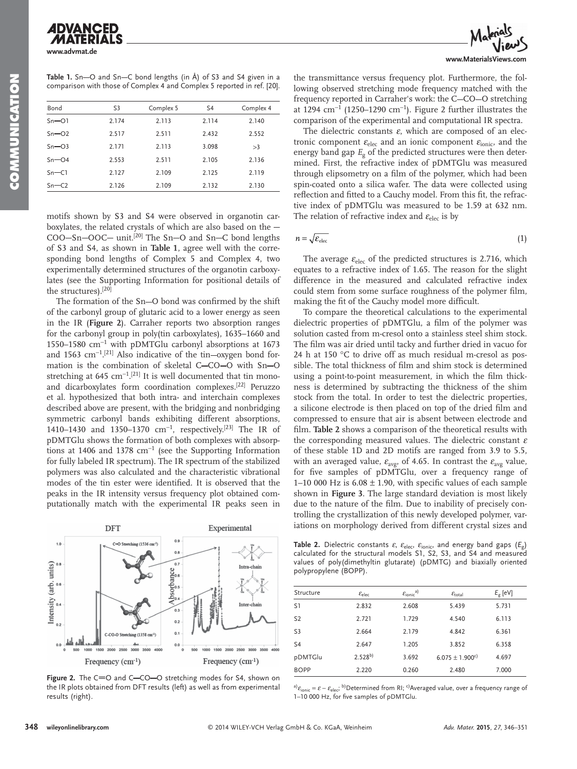**Table 1.** Sn—O and Sn—C bond lengths (in Å) of S3 and S4 given in a comparison with those of Complex 4 and Complex 5 reported in ref. [20].

| Bond | S3 | Complex 5 | S4 | Complex 4 |
|---|---|---|---|---|
| Sn—O1 | 2.174 | 2.113 | 2.114 | 2.140 |
| Sn—O2 | 2.517 | 2.511 | 2.432 | 2.552 |
| Sn—O3 | 2.171 | 2.113 | 3.098 | >3 |
| Sn—O4 | 2.553 | 2.511 | 2.105 | 2.136 |
| Sn—C1 | 2.127 | 2.109 | 2.125 | 2.119 |
| Sn—C2 | 2.126 | 2.109 | 2.132 | 2.130 |

motifs shown by S3 and S4 were observed in organotin carboxylates, the related crystals of which are also based on the —COO—Sn—OOC— unit.[20] The Sn—O and Sn—C bond lengths of S3 and S4, as shown in **Table 1**, agree well with the corresponding bond lengths of Complex 5 and Complex 4, two experimentally determined structures of the organotin carboxylates (see the Supporting Information for positional details of the structures).[20]

The formation of the Sn—O bond was confirmed by the shift of the carbonyl group of glutaric acid to a lower energy as seen in the IR (**Figure 2**). Carraher reports two absorption ranges for the carbonyl group in poly(tin carboxylates), 1635–1660 and 1550–1580 cm$^{-1}$ with pDMTGlu carbonyl absorptions at 1673 and 1563 cm$^{-1}$.[21] Also indicative of the tin—oxygen bond formation is the combination of skeletal C—CO—O with Sn—O stretching at 645 cm$^{-1}$.[21] It is well documented that tin mono- and dicarboxylates form coordination complexes.[22] Peruzzo et al. hypothesized that both intra- and interchain complexes described above are present, with the bridging and nonbridging symmetric carbonyl bands exhibiting different absorptions, 1410–1430 and 1350–1370 cm$^{-1}$, respectively.[23] The IR of pDMTGlu shows the formation of both complexes with absorptions at 1406 and 1378 cm$^{-1}$ (see the Supporting Information for fully labeled IR spectrum). The IR spectrum of the stabilized polymers was also calculated and the characteristic vibrational modes of the tin ester were identified. It is observed that the peaks in the IR intensity versus frequency plot obtained computationally match with the experimental IR peaks seen in the transmittance versus frequency plot. Furthermore, the following observed stretching mode frequency matched with the frequency reported in Carraher's work: the C—CO—O stretching at 1294 cm$^{-1}$ (1250–1290 cm$^{-1}$). Figure 2 further illustrates the comparison of the experimental and computational IR spectra.

**Figure 2.** The C=O and C—CO—O stretching modes for S4, shown on the IR plots obtained from DFT results (left) as well as from experimental results (right).

The dielectric constants $\varepsilon$, which are composed of an electronic component $\varepsilon_{elec}$ and an ionic component $\varepsilon_{ionic}$, and the energy band gap $E_g$ of the predicted structures were then determined. First, the refractive index of pDMTGlu was measured through elipsometry on a film of the polymer, which had been spin-coated onto a silica wafer. The data were collected using reflection and fitted to a Cauchy model. From this fit, the refractive index of pDMTGlu was measured to be 1.59 at 632 nm. The relation of refractive index and $\varepsilon_{elec}$ is by

$$n = \sqrt{\varepsilon_{elec}} \tag{1}$$

The average $\varepsilon_{elec}$ of the predicted structures is 2.716, which equates to a refractive index of 1.65. The reason for the slight difference in the measured and calculated refractive index could stem from some surface roughness of the polymer film, making the fit of the Cauchy model more difficult.

To compare the theoretical calculations to the experimental dielectric properties of pDMTGlu, a film of the polymer was solution casted from m-cresol onto a stainless steel shim stock. The film was air dried until tacky and further dried in vacuo for 24 h at 150 °C to drive off as much residual m-cresol as possible. The total thickness of film and shim stock is determined using a point-to-point measurement, in which the film thickness is determined by subtracting the thickness of the shim stock from the total. In order to test the dielectric properties, a silicone electrode is then placed on top of the dried film and compressed to ensure that air is absent between electrode and film. **Table 2** shows a comparison of the theoretical results with the corresponding measured values. The dielectric constant $\varepsilon$ of these stable 1D and 2D motifs are ranged from 3.9 to 5.5, with an averaged value, $\varepsilon_{avg}$, of 4.65. In contrast the $\varepsilon_{avg}$ value, for five samples of pDMTGlu, over a frequency range of 1–10 000 Hz is 6.08 ± 1.90, with specific values of each sample shown in **Figure 3**. The large standard deviation is most likely due to the nature of the film. Due to inability of precisely controlling the crystallization of this newly developed polymer, variations on morphology derived from different crystal sizes and

**Table 2.** Dielectric constants $\varepsilon$, $\varepsilon_{elec}$, $\varepsilon_{ionic}$, and energy band gaps ($E_g$) calculated for the structural models S1, S2, S3, and S4 and measured values of poly(dimethyltin glutarate) (pDMTG) and biaxially oriented polypropylene (BOPP).

| Structure | $\varepsilon_{elec}$ | $\varepsilon_{ionic}$[a)] | $\varepsilon_{total}$ | $E_g$ [eV] |
|---|---|---|---|---|
| S1 | 2.832 | 2.608 | 5.439 | 5.731 |
| S2 | 2.721 | 1.729 | 4.540 | 6.113 |
| S3 | 2.664 | 2.179 | 4.842 | 6.361 |
| S4 | 2.647 | 1.205 | 3.852 | 6.358 |
| pDMTGlu | 2.528[b)] | 3.692 | 6.075 ± 1.900[c)] | 4.697 |
| BOPP | 2.220 | 0.260 | 2.480 | 7.000 |

[a)] $\varepsilon_{ionic} = \varepsilon - \varepsilon_{elec}$; [b)] Determined from RI; [c)] Averaged value, over a frequency range of 1–10 000 Hz, for five samples of pDMTGlu.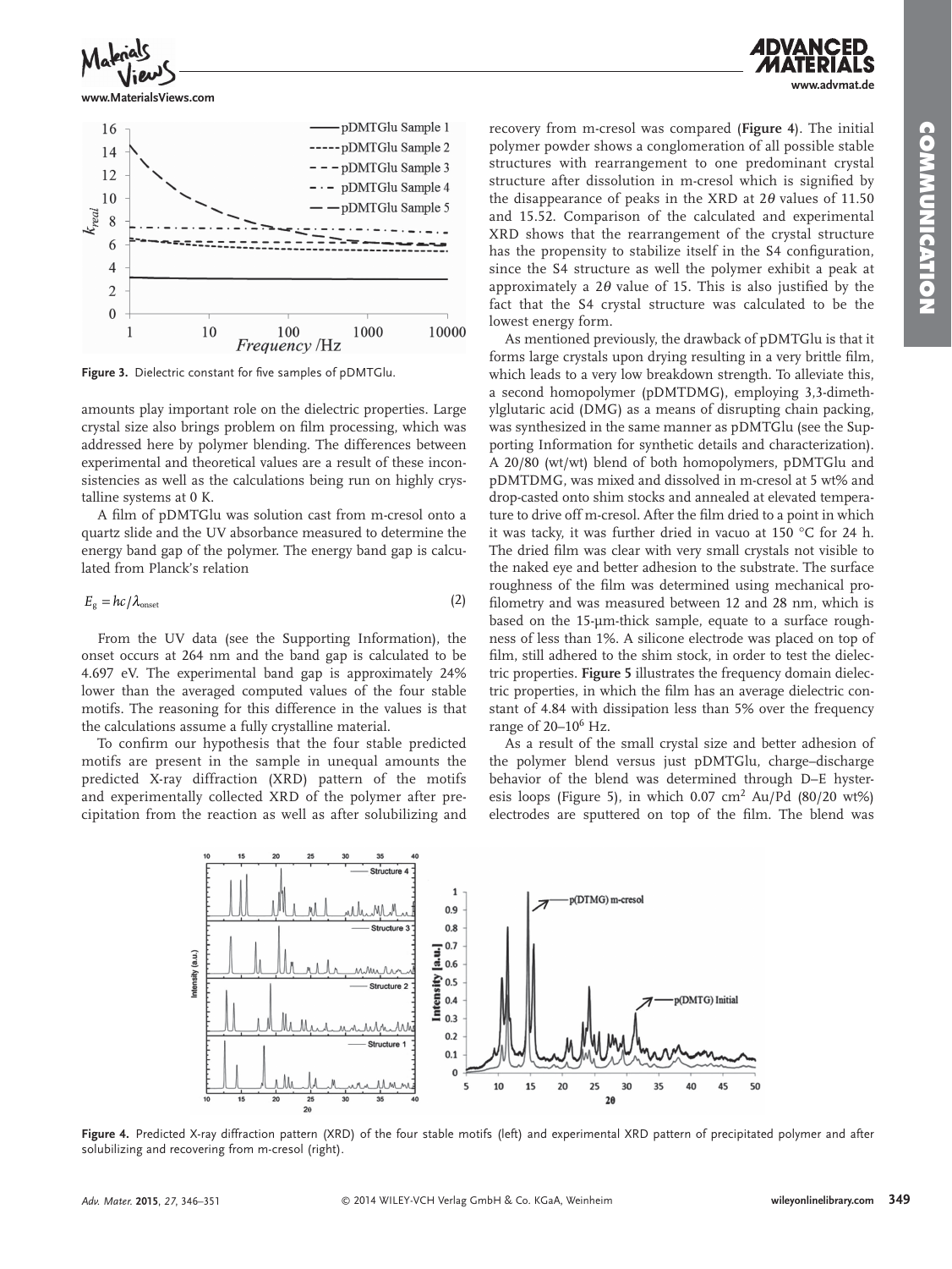Figure 3. Dielectric constant for five samples of pDMTGlu.

amounts play important role on the dielectric properties. Large crystal size also brings problem on film processing, which was addressed here by polymer blending. The differences between experimental and theoretical values are a result of these inconsistencies as well as the calculations being run on highly crystalline systems at 0 K.

A film of pDMTGlu was solution cast from m-cresol onto a quartz slide and the UV absorbance measured to determine the energy band gap of the polymer. The energy band gap is calculated from Planck's relation

$$E_g = hc/\lambda_{\text{onset}} \tag{2}$$

From the UV data (see the Supporting Information), the onset occurs at 264 nm and the band gap is calculated to be 4.697 eV. The experimental band gap is approximately 24% lower than the averaged computed values of the four stable motifs. The reasoning for this difference in the values is that the calculations assume a fully crystalline material.

To confirm our hypothesis that the four stable predicted motifs are present in the sample in unequal amounts the predicted X-ray diffraction (XRD) pattern of the motifs and experimentally collected XRD of the polymer after precipitation from the reaction as well as after solubilizing and recovery from m-cresol was compared (**Figure 4**). The initial polymer powder shows a conglomeration of all possible stable structures with rearrangement to one predominant crystal structure after dissolution in m-cresol which is signified by the disappearance of peaks in the XRD at 2$\theta$ values of 11.50 and 15.52. Comparison of the calculated and experimental XRD shows that the rearrangement of the crystal structure has the propensity to stabilize itself in the S4 configuration, since the S4 structure as well the polymer exhibit a peak at approximately a 2$\theta$ value of 15. This is also justified by the fact that the S4 crystal structure was calculated to be the lowest energy form.

As mentioned previously, the drawback of pDMTGlu is that it forms large crystals upon drying resulting in a very brittle film, which leads to a very low breakdown strength. To alleviate this, a second homopolymer (pDMTDMG), employing 3,3-dimethylglutaric acid (DMG) as a means of disrupting chain packing, was synthesized in the same manner as pDMTGlu (see the Supporting Information for synthetic details and characterization). A 20/80 (wt/wt) blend of both homopolymers, pDMTGlu and pDMTDMG, was mixed and dissolved in m-cresol at 5 wt% and drop-casted onto shim stocks and annealed at elevated temperature to drive off m-cresol. After the film dried to a point in which it was tacky, it was further dried in vacuo at 150 °C for 24 h. The dried film was clear with very small crystals not visible to the naked eye and better adhesion to the substrate. The surface roughness of the film was determined using mechanical profilometry and was measured between 12 and 28 nm, which is based on the 15-µm-thick sample, equate to a surface roughness of less than 1%. A silicone electrode was placed on top of film, still adhered to the shim stock, in order to test the dielectric properties. **Figure 5** illustrates the frequency domain dielectric properties, in which the film has an average dielectric constant of 4.84 with dissipation less than 5% over the frequency range of 20–$10^6$ Hz.

As a result of the small crystal size and better adhesion of the polymer blend versus just pDMTGlu, charge–discharge behavior of the blend was determined through D–E hysteresis loops (Figure 5), in which 0.07 $cm^2$ Au/Pd (80/20 wt%) electrodes are sputtered on top of the film. The blend was

Figure 4. Predicted X-ray diffraction pattern (XRD) of the four stable motifs (left) and experimental XRD pattern of precipitated polymer and after solubilizing and recovering from m-cresol (right).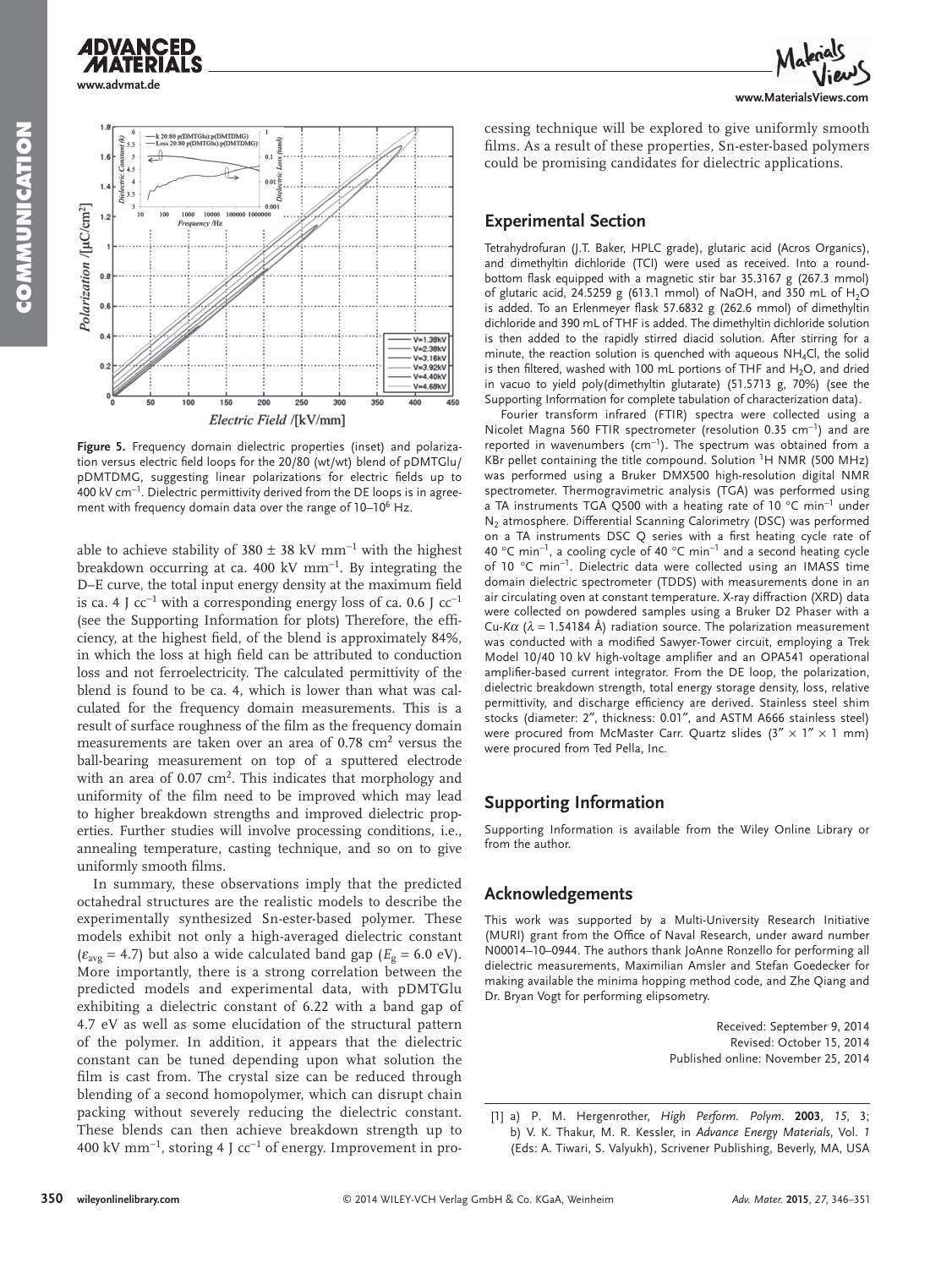**Figure 5.** Frequency domain dielectric properties (inset) and polarization versus electric field loops for the 20/80 (wt/wt) blend of pDMTGlu/pDMTDMG, suggesting linear polarizations for electric fields up to 400 kV cm$^{-1}$. Dielectric permittivity derived from the DE loops is in agreement with frequency domain data over the range of 10–10$^6$ Hz.

able to achieve stability of 380 ± 38 kV mm$^{-1}$ with the highest breakdown occurring at ca. 400 kV mm$^{-1}$. By integrating the D–E curve, the total input energy density at the maximum field is ca. 4 J cc$^{-1}$ with a corresponding energy loss of ca. 0.6 J cc$^{-1}$ (see the Supporting Information for plots) Therefore, the efficiency, at the highest field, of the blend is approximately 84%, in which the loss at high field can be attributed to conduction loss and not ferroelectricity. The calculated permittivity of the blend is found to be ca. 4, which is lower than what was calculated for the frequency domain measurements. This is a result of surface roughness of the film as the frequency domain measurements are taken over an area of 0.78 cm$^2$ versus the ball-bearing measurement on top of a sputtered electrode with an area of 0.07 cm$^2$. This indicates that morphology and uniformity of the film need to be improved which may lead to higher breakdown strengths and improved dielectric properties. Further studies will involve processing conditions, i.e., annealing temperature, casting technique, and so on to give uniformly smooth films.

In summary, these observations imply that the predicted octahedral structures are the realistic models to describe the experimentally synthesized Sn-ester-based polymer. These models exhibit not only a high-averaged dielectric constant ($\varepsilon_{avg}$ = 4.7) but also a wide calculated band gap ($E_g$ = 6.0 eV). More importantly, there is a strong correlation between the predicted models and experimental data, with pDMTGlu exhibiting a dielectric constant of 6.22 with a band gap of 4.7 eV as well as some elucidation of the structural pattern of the polymer. In addition, it appears that the dielectric constant can be tuned depending upon what solution the film is cast from. The crystal size can be reduced through blending of a second homopolymer, which can disrupt chain packing without severely reducing the dielectric constant. These blends can then achieve breakdown strength up to 400 kV mm$^{-1}$, storing 4 J cc$^{-1}$ of energy. Improvement in processing technique will be explored to give uniformly smooth films. As a result of these properties, Sn-ester-based polymers could be promising candidates for dielectric applications.

## Experimental Section

Tetrahydrofuran (J.T. Baker, HPLC grade), glutaric acid (Acros Organics), and dimethyltin dichloride (TCI) were used as received. Into a round-bottom flask equipped with a magnetic stir bar 35.3167 g (267.3 mmol) of glutaric acid, 24.5259 g (613.1 mmol) of NaOH, and 350 mL of $H_2O$ is added. To an Erlenmeyer flask 57.6832 g (262.6 mmol) of dimethyltin dichloride and 390 mL of THF is added. The dimethyltin dichloride solution is then added to the rapidly stirred diacid solution. After stirring for a minute, the reaction solution is quenched with aqueous $NH_4Cl$, the solid is then filtered, washed with 100 mL portions of THF and $H_2O$, and dried in vacuo to yield poly(dimethyltin glutarate) (51.5713 g, 70%) (see the Supporting Information for complete tabulation of characterization data).

Fourier transform infrared (FTIR) spectra were collected using a Nicolet Magna 560 FTIR spectrometer (resolution 0.35 cm$^{-1}$) and are reported in wavenumbers (cm$^{-1}$). The spectrum was obtained from a KBr pellet containing the title compound. Solution $^1$H NMR (500 MHz) was performed using a Bruker DMX500 high-resolution digital NMR spectrometer. Thermogravimetric analysis (TGA) was performed using a TA instruments TGA Q500 with a heating rate of 10 °C min$^{-1}$ under $N_2$ atmosphere. Differential Scanning Calorimetry (DSC) was performed on a TA instruments DSC Q series with a first heating cycle rate of 40 °C min$^{-1}$, a cooling cycle of 40 °C min$^{-1}$ and a second heating cycle of 10 °C min$^{-1}$. Dielectric data were collected using an IMASS time domain dielectric spectrometer (TDDS) with measurements done in an air circulating oven at constant temperature. X-ray diffraction (XRD) data were collected on powdered samples using a Bruker D2 Phaser with a Cu-$K\alpha$ ($\lambda$ = 1.54184 Å) radiation source. The polarization measurement was conducted with a modified Sawyer-Tower circuit, employing a Trek Model 10/40 10 kV high-voltage amplifier and an OPA541 operational amplifier-based current integrator. From the DE loop, the polarization, dielectric breakdown strength, total energy storage density, loss, relative permittivity, and discharge efficiency are derived. Stainless steel shim stocks (diameter: 2″, thickness: 0.01″, and ASTM A666 stainless steel) were procured from McMaster Carr. Quartz slides (3″ × 1″ × 1 mm) were procured from Ted Pella, Inc.

## Supporting Information

Supporting Information is available from the Wiley Online Library or from the author.

## Acknowledgements

This work was supported by a Multi-University Research Initiative (MURI) grant from the Office of Naval Research, under award number N00014–10–0944. The authors thank JoAnne Ronzello for performing all dielectric measurements, Maximilian Amsler and Stefan Goedecker for making available the minima hopping method code, and Zhe Qiang and Dr. Bryan Vogt for performing elipsometry.

Received: September 9, 2014
Revised: October 15, 2014
Published online: November 25, 2014

[1] a) P. M. Hergenrother, *High Perform. Polym.* **2003**, *15*, 3; b) V. K. Thakur, M. R. Kessler, in *Advance Energy Materials*, Vol. *1* (Eds: A. Tiwari, S. Valyukh), Scrivener Publishing, Beverly, MA, USA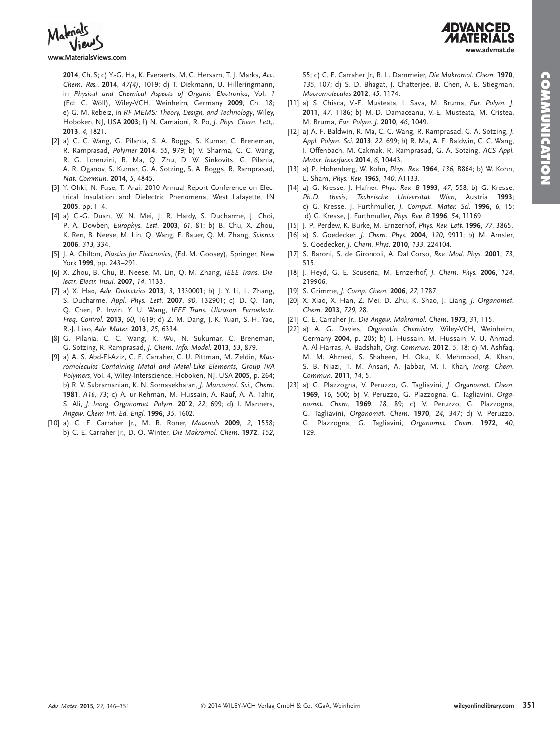2014, Ch. 5; c) Y.-G. Ha, K. Everaerts, M. C. Hersam, T. J. Marks, *Acc. Chem. Res.*, **2014**, *47(4)*, 1019; d) T. Diekmann, U. Hilleringmann, in *Physical and Chemical Aspects of Organic Electronics*, Vol. *1* (Ed: C. Wöll), Wiley-VCH, Weinheim, Germany **2009**, Ch. 18; e) G. M. Rebeiz, in *RF MEMS: Theory, Design, and Technology*, Wiley, Hoboken, NJ, USA **2003**; f) N. Camaioni, R. Po, *J. Phys. Chem. Lett*,. **2013**, *4*, 1821.

[2] a) C. C. Wang, G. Pilania, S. A. Boggs, S. Kumar, C. Breneman, R. Ramprasad, *Polymer* **2014**, *55*, 979; b) V. Sharma, C. C. Wang, R. G. Lorenzini, R. Ma, Q. Zhu, D. W. Sinkovits, G. Pilania, A. R. Oganov, S. Kumar, G. A. Sotzing, S. A. Boggs, R. Ramprasad, *Nat. Commun.* **2014**, *5*, 4845.

[3] Y. Ohki, N. Fuse, T. Arai, 2010 Annual Report Conference on Electrical Insulation and Dielectric Phenomena, West Lafayette, IN **2005**, pp. 1–4.

[4] a) C.-G. Duan, W. N. Mei, J. R. Hardy, S. Ducharme, J. Choi, P. A. Dowben, *Europhys. Lett.* **2003**, *61*, 81; b) B. Chu, X. Zhou, K. Ren, B. Neese, M. Lin, Q. Wang, F. Bauer, Q. M. Zhang, *Science* **2006**, *313*, 334.

[5] J. A. Chilton, *Plastics for Electronics*, (Ed. M. Goosey), Springer, New York **1999**, pp. 243–291.

[6] X. Zhou, B. Chu, B. Neese, M. Lin, Q. M. Zhang, *IEEE Trans. Dielectr. Electr. Insul.* **2007**, *14*, 1133.

[7] a) X. Hao, *Adv. Dielectrics* **2013**, *3*, 1330001; b) J. Y. Li, L. Zhang, S. Ducharme, *Appl. Phys. Lett.* **2007**, *90*, 132901; c) D. Q. Tan, Q. Chen, P. Irwin, Y. U. Wang, *IEEE Trans. Ultrason. Ferroelectr. Freq. Control.* **2013**, *60*, 1619; d) Z. M. Dang, J.-K. Yuan, S.-H. Yao, R.-J. Liao, *Adv. Mater.* **2013**, *25*, 6334.

[8] G. Pilania, C. C. Wang, K. Wu, N. Sukumar, C. Breneman, G. Sotzing, R. Ramprasad, *J. Chem. Info. Model.* **2013**, *53*, 879.

[9] a) A. S. Abd-El-Aziz, C. E. Carraher, C. U. Pittman, M. Zeldin, *Macromolecules Containing Metal and Metal-Like Elements, Group IVA Polymers*, Vol. *4*, Wiley-Interscience, Hoboken, NJ, USA **2005**, p. 264; b) R. V. Subramanian, K. N. Somasekharan, *J. Marcomol. Sci., Chem.* **1981**, *A16*, 73; c) A. ur-Rehman, M. Hussain, A. Rauf, A. A. Tahir, S. Ali, *J. Inorg. Organomet. Polym.* **2012**, *22*, 699; d) I. Manners, *Angew. Chem Int. Ed. Engl.* **1996**, *35*, 1602.

[10] a) C. E. Carraher Jr., M. R. Roner, *Materials* **2009**, *2*, 1558; b) C. E. Carraher Jr., D. O. Winter, *Die Makromol. Chem.* **1972**, *152*, 55; c) C. E. Carraher Jr., R. L. Dammeier, *Die Makromol. Chem.* **1970**, *135*, 107; d) S. D. Bhagat, J. Chatterjee, B. Chen, A. E. Stiegman, *Macromolecules* **2012**, *45*, 1174.

[11] a) S. Chisca, V.-E. Musteata, I. Sava, M. Bruma, *Eur. Polym. J.* **2011**, *47*, 1186; b) M.-D. Damaceanu, V.-E. Musteata, M. Cristea, M. Bruma, *Eur. Polym. J.* **2010**, *46*, 1049.

[12] a) A. F. Baldwin, R. Ma, C. C. Wang, R. Ramprasad, G. A. Sotzing, *J. Appl. Polym. Sci.* **2013**, *22*, 699; b) R. Ma, A. F. Baldwin, C. C. Wang, I. Offenbach, M. Cakmak, R. Ramprasad, G. A. Sotzing, *ACS Appl. Mater. Interfaces* **2014**, *6*, 10443.

[13] a) P. Hohenberg, W. Kohn, *Phys. Rev.* **1964**, *136*, B864; b) W. Kohn, L. Sham, *Phys. Rev.* **1965**, *140*, A1133.

[14] a) G. Kresse, J. Hafner, *Phys. Rev. B* **1993**, *47*, 558; b) G. Kresse, *Ph.D. thesis, Technische Universitat Wien*, Austria **1993**; c) G. Kresse, J. Furthmuller, *J. Comput. Mater. Sci.* **1996**, *6*, 15; d) G. Kresse, J. Furthmuller, *Phys. Rev. B* **1996**, *54*, 11169.

[15] J. P. Perdew, K. Burke, M. Ernzerhof, *Phys. Rev. Lett.* **1996**, *77*, 3865.

[16] a) S. Goedecker, *J. Chem. Phys.* **2004**, *120*, 9911; b) M. Amsler, S. Goedecker, *J. Chem. Phys.* **2010**, *133*, 224104.

[17] S. Baroni, S. de Gironcoli, A. Dal Corso, *Rev. Mod. Phys.* **2001**, *73*, 515.

[18] J. Heyd, G. E. Scuseria, M. Ernzerhof, *J. Chem. Phys.* **2006**, *124*, 219906.

[19] S. Grimme, *J. Comp. Chem.* **2006**, *27*, 1787.

[20] X. Xiao, X. Han, Z. Mei, D. Zhu, K. Shao, J. Liang, *J. Organomet. Chem.* **2013**, *729*, 28.

[21] C. E. Carraher Jr., *Die Angew. Makromol. Chem.* **1973**, *31*, 115.

[22] a) A. G. Davies, *Organotin Chemistry*, Wiley-VCH, Weinheim, Germany **2004**, p. 205; b) J. Hussain, M. Hussain, V. U. Ahmad, A. Al-Harras, A. Badshah, *Org. Commun.* **2012**, *5*, 18; c) M. Ashfaq, M. M. Ahmed, S. Shaheen, H. Oku, K. Mehmood, A. Khan, S. B. Niazi, T. M. Ansari, A. Jabbar, M. I. Khan, *Inorg. Chem. Commun.* **2011**, *14*, 5.

[23] a) G. Plazzogna, V. Peruzzo, G. Tagliavini, *J. Organomet. Chem.* **1969**, *16*, 500; b) V. Peruzzo, G. Plazzogna, G. Tagliavini, *Organomet. Chem.* **1969**, *18*, 89; c) V. Peruzzo, G. Plazzogna, G. Tagliavini, *Organomet. Chem.* **1970**, *24*, 347; d) V. Peruzzo, G. Plazzogna, G. Tagliavini, *Organomet. Chem.* **1972**, *40*, 129.